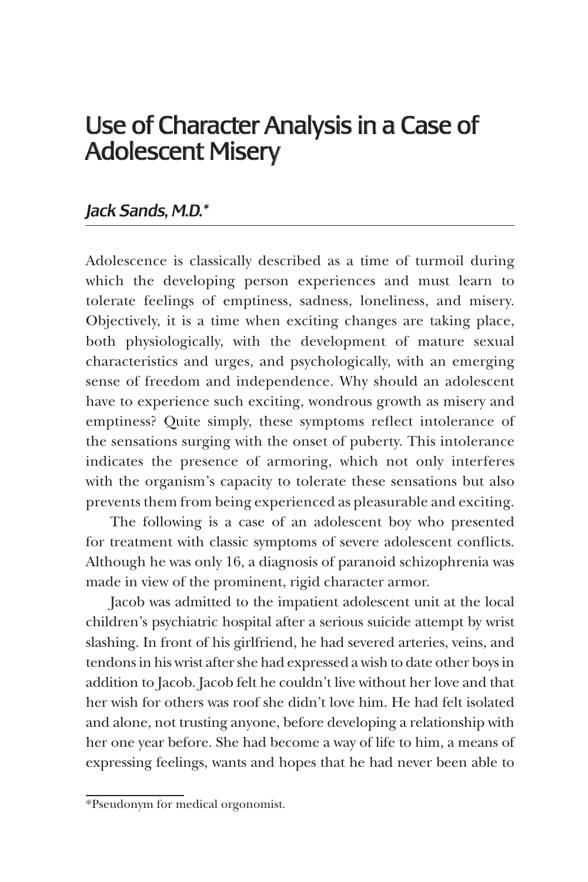# Use of Character Analysis in a Case of Adolescent Misery

## *Jack Sands, M.D.**

Adolescence is classically described as a time of turmoil during which the developing person experiences and must learn to tolerate feelings of emptiness, sadness, loneliness, and misery. Objectively, it is a time when exciting changes are taking place, both physiologically, with the development of mature sexual characteristics and urges, and psychologically, with an emerging sense of freedom and independence. Why should an adolescent have to experience such exciting, wondrous growth as misery and emptiness? Quite simply, these symptoms reflect intolerance of the sensations surging with the onset of puberty. This intolerance indicates the presence of armoring, which not only interferes with the organism's capacity to tolerate these sensations but also prevents them from being experienced as pleasurable and exciting.

The following is a case of an adolescent boy who presented for treatment with classic symptoms of severe adolescent conflicts. Although he was only 16, a diagnosis of paranoid schizophrenia was made in view of the prominent, rigid character armor.

Jacob was admitted to the impatient adolescent unit at the local children's psychiatric hospital after a serious suicide attempt by wrist slashing. In front of his girlfriend, he had severed arteries, veins, and tendons in his wrist after she had expressed a wish to date other boys in addition to Jacob. Jacob felt he couldn't live without her love and that her wish for others was roof she didn't love him. He had felt isolated and alone, not trusting anyone, before developing a relationship with her one year before. She had become a way of life to him, a means of expressing feelings, wants and hopes that he had never been able to

*Pseudonym for medical orgonomist.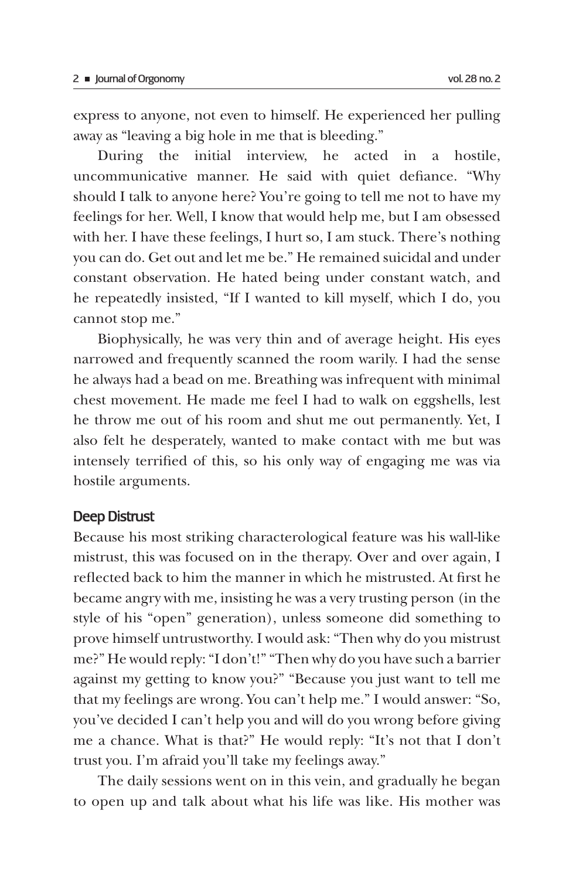express to anyone, not even to himself. He experienced her pulling away as "leaving a big hole in me that is bleeding."

During the initial interview, he acted in a hostile, uncommunicative manner. He said with quiet defiance. "Why should I talk to anyone here? You're going to tell me not to have my feelings for her. Well, I know that would help me, but I am obsessed with her. I have these feelings, I hurt so, I am stuck. There's nothing you can do. Get out and let me be." He remained suicidal and under constant observation. He hated being under constant watch, and he repeatedly insisted, "If I wanted to kill myself, which I do, you cannot stop me."

Biophysically, he was very thin and of average height. His eyes narrowed and frequently scanned the room warily. I had the sense he always had a bead on me. Breathing was infrequent with minimal chest movement. He made me feel I had to walk on eggshells, lest he throw me out of his room and shut me out permanently. Yet, I also felt he desperately, wanted to make contact with me but was intensely terrified of this, so his only way of engaging me was via hostile arguments.

## Deep Distrust

Because his most striking characterological feature was his wall-like mistrust, this was focused on in the therapy. Over and over again, I reflected back to him the manner in which he mistrusted. At first he became angry with me, insisting he was a very trusting person (in the style of his "open" generation), unless someone did something to prove himself untrustworthy. I would ask: "Then why do you mistrust me?" He would reply: "I don't!" "Then why do you have such a barrier against my getting to know you?" "Because you just want to tell me that my feelings are wrong. You can't help me." I would answer: "So, you've decided I can't help you and will do you wrong before giving me a chance. What is that?" He would reply: "It's not that I don't trust you. I'm afraid you'll take my feelings away."

The daily sessions went on in this vein, and gradually he began to open up and talk about what his life was like. His mother was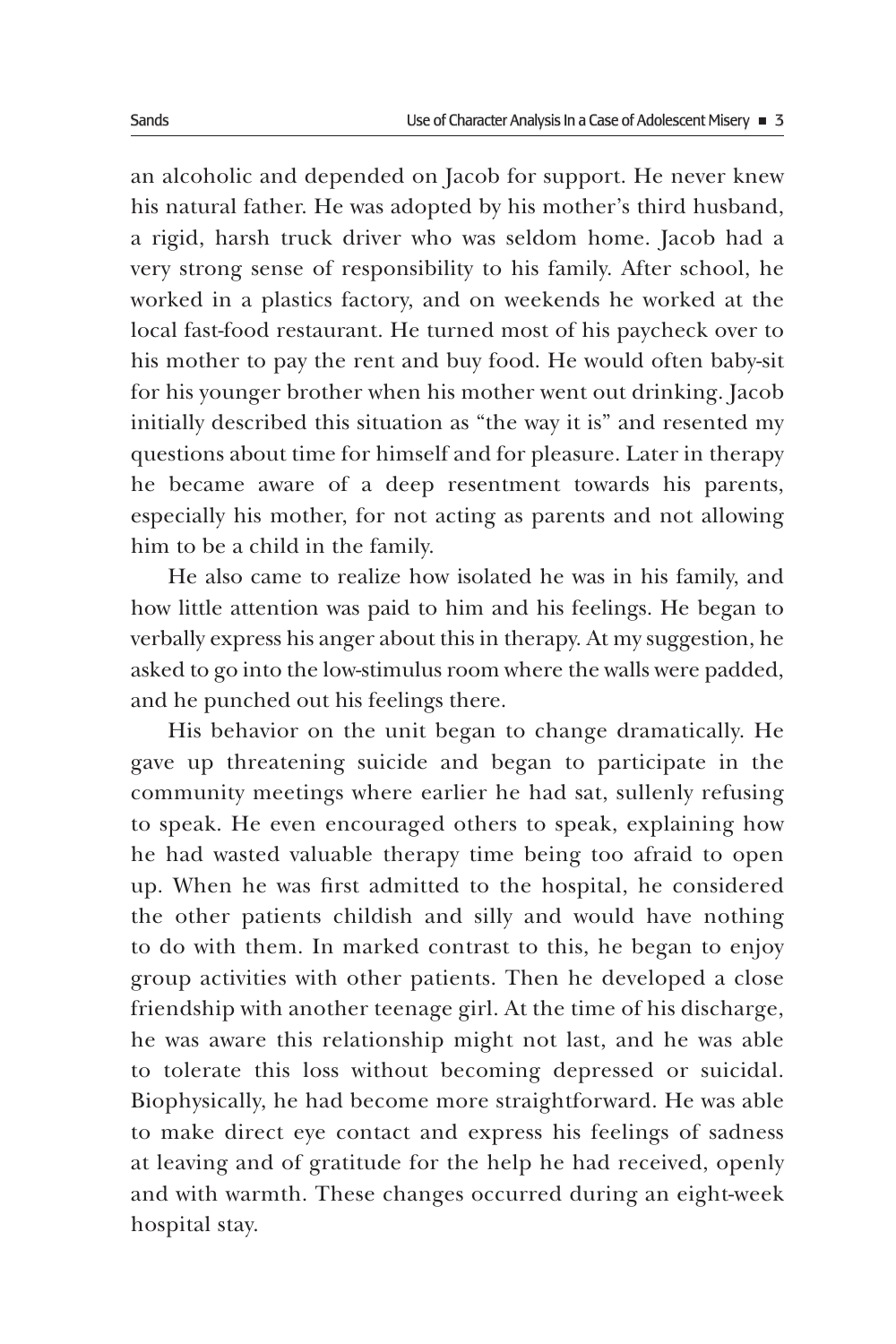an alcoholic and depended on Jacob for support. He never knew his natural father. He was adopted by his mother's third husband, a rigid, harsh truck driver who was seldom home. Jacob had a very strong sense of responsibility to his family. After school, he worked in a plastics factory, and on weekends he worked at the local fast-food restaurant. He turned most of his paycheck over to his mother to pay the rent and buy food. He would often baby-sit for his younger brother when his mother went out drinking. Jacob initially described this situation as "the way it is" and resented my questions about time for himself and for pleasure. Later in therapy he became aware of a deep resentment towards his parents, especially his mother, for not acting as parents and not allowing him to be a child in the family.

He also came to realize how isolated he was in his family, and how little attention was paid to him and his feelings. He began to verbally express his anger about this in therapy. At my suggestion, he asked to go into the low-stimulus room where the walls were padded, and he punched out his feelings there.

His behavior on the unit began to change dramatically. He gave up threatening suicide and began to participate in the community meetings where earlier he had sat, sullenly refusing to speak. He even encouraged others to speak, explaining how he had wasted valuable therapy time being too afraid to open up. When he was first admitted to the hospital, he considered the other patients childish and silly and would have nothing to do with them. In marked contrast to this, he began to enjoy group activities with other patients. Then he developed a close friendship with another teenage girl. At the time of his discharge, he was aware this relationship might not last, and he was able to tolerate this loss without becoming depressed or suicidal. Biophysically, he had become more straightforward. He was able to make direct eye contact and express his feelings of sadness at leaving and of gratitude for the help he had received, openly and with warmth. These changes occurred during an eight-week hospital stay.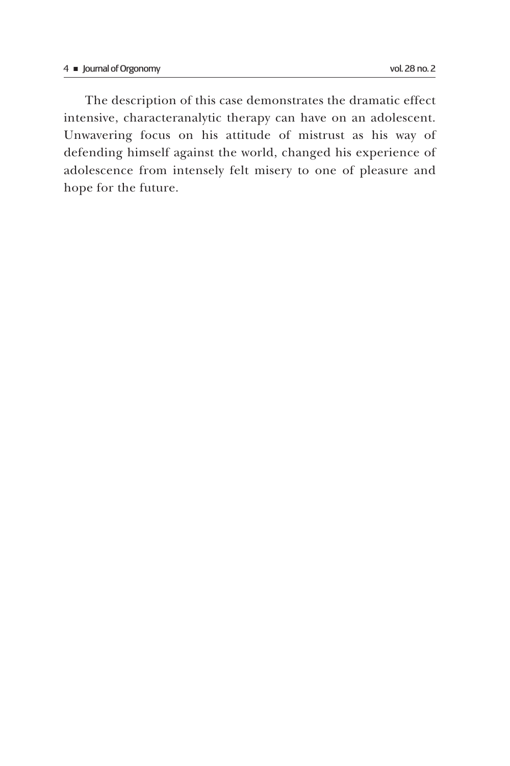The description of this case demonstrates the dramatic effect intensive, characteranalytic therapy can have on an adolescent. Unwavering focus on his attitude of mistrust as his way of defending himself against the world, changed his experience of adolescence from intensely felt misery to one of pleasure and hope for the future.